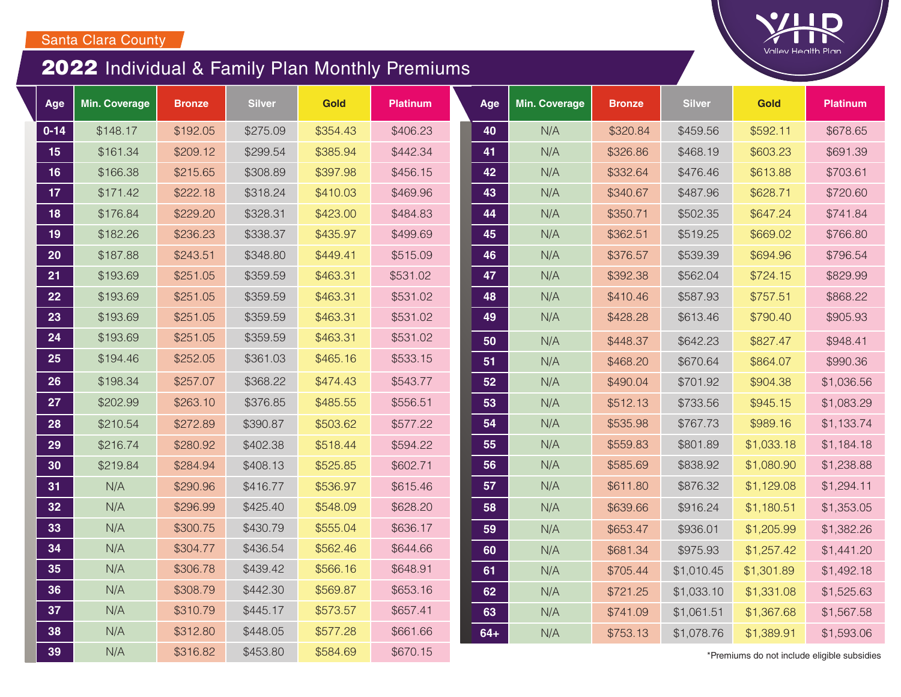Santa Clara County

# 2022 Individual & Family Plan Monthly Premiums

Valley Health Plan

| Age | Min. Coverage | Bronze | Silver | Gold | Platinum |
|---|---|---|---|---|---|
| 0-14 | $148.17 | $192.05 | $275.09 | $354.43 | $406.23 |
| 15 | $161.34 | $209.12 | $299.54 | $385.94 | $442.34 |
| 16 | $166.38 | $215.65 | $308.89 | $397.98 | $456.15 |
| 17 | $171.42 | $222.18 | $318.24 | $410.03 | $469.96 |
| 18 | $176.84 | $229.20 | $328.31 | $423.00 | $484.83 |
| 19 | $182.26 | $236.23 | $338.37 | $435.97 | $499.69 |
| 20 | $187.88 | $243.51 | $348.80 | $449.41 | $515.09 |
| 21 | $193.69 | $251.05 | $359.59 | $463.31 | $531.02 |
| 22 | $193.69 | $251.05 | $359.59 | $463.31 | $531.02 |
| 23 | $193.69 | $251.05 | $359.59 | $463.31 | $531.02 |
| 24 | $193.69 | $251.05 | $359.59 | $463.31 | $531.02 |
| 25 | $194.46 | $252.05 | $361.03 | $465.16 | $533.15 |
| 26 | $198.34 | $257.07 | $368.22 | $474.43 | $543.77 |
| 27 | $202.99 | $263.10 | $376.85 | $485.55 | $556.51 |
| 28 | $210.54 | $272.89 | $390.87 | $503.62 | $577.22 |
| 29 | $216.74 | $280.92 | $402.38 | $518.44 | $594.22 |
| 30 | $219.84 | $284.94 | $408.13 | $525.85 | $602.71 |
| 31 | N/A | $290.96 | $416.77 | $536.97 | $615.46 |
| 32 | N/A | $296.99 | $425.40 | $548.09 | $628.20 |
| 33 | N/A | $300.75 | $430.79 | $555.04 | $636.17 |
| 34 | N/A | $304.77 | $436.54 | $562.46 | $644.66 |
| 35 | N/A | $306.78 | $439.42 | $566.16 | $648.91 |
| 36 | N/A | $308.79 | $442.30 | $569.87 | $653.16 |
| 37 | N/A | $310.79 | $445.17 | $573.57 | $657.41 |
| 38 | N/A | $312.80 | $448.05 | $577.28 | $661.66 |
| 39 | N/A | $316.82 | $453.80 | $584.69 | $670.15 |
| 40 | N/A | $320.84 | $459.56 | $592.11 | $678.65 |
| 41 | N/A | $326.86 | $468.19 | $603.23 | $691.39 |
| 42 | N/A | $332.64 | $476.46 | $613.88 | $703.61 |
| 43 | N/A | $340.67 | $487.96 | $628.71 | $720.60 |
| 44 | N/A | $350.71 | $502.35 | $647.24 | $741.84 |
| 45 | N/A | $362.51 | $519.25 | $669.02 | $766.80 |
| 46 | N/A | $376.57 | $539.39 | $694.96 | $796.54 |
| 47 | N/A | $392.38 | $562.04 | $724.15 | $829.99 |
| 48 | N/A | $410.46 | $587.93 | $757.51 | $868.22 |
| 49 | N/A | $428.28 | $613.46 | $790.40 | $905.93 |
| 50 | N/A | $448.37 | $642.23 | $827.47 | $948.41 |
| 51 | N/A | $468.20 | $670.64 | $864.07 | $990.36 |
| 52 | N/A | $490.04 | $701.92 | $904.38 | $1,036.56 |
| 53 | N/A | $512.13 | $733.56 | $945.15 | $1,083.29 |
| 54 | N/A | $535.98 | $767.73 | $989.16 | $1,133.74 |
| 55 | N/A | $559.83 | $801.89 | $1,033.18 | $1,184.18 |
| 56 | N/A | $585.69 | $838.92 | $1,080.90 | $1,238.88 |
| 57 | N/A | $611.80 | $876.32 | $1,129.08 | $1,294.11 |
| 58 | N/A | $639.66 | $916.24 | $1,180.51 | $1,353.05 |
| 59 | N/A | $653.47 | $936.01 | $1,205.99 | $1,382.26 |
| 60 | N/A | $681.34 | $975.93 | $1,257.42 | $1,441.20 |
| 61 | N/A | $705.44 | $1,010.45 | $1,301.89 | $1,492.18 |
| 62 | N/A | $721.25 | $1,033.10 | $1,331.08 | $1,525.63 |
| 63 | N/A | $741.09 | $1,061.51 | $1,367.68 | $1,567.58 |
| 64+ | N/A | $753.13 | $1,078.76 | $1,389.91 | $1,593.06 |

*Premiums do not include eligible subsidies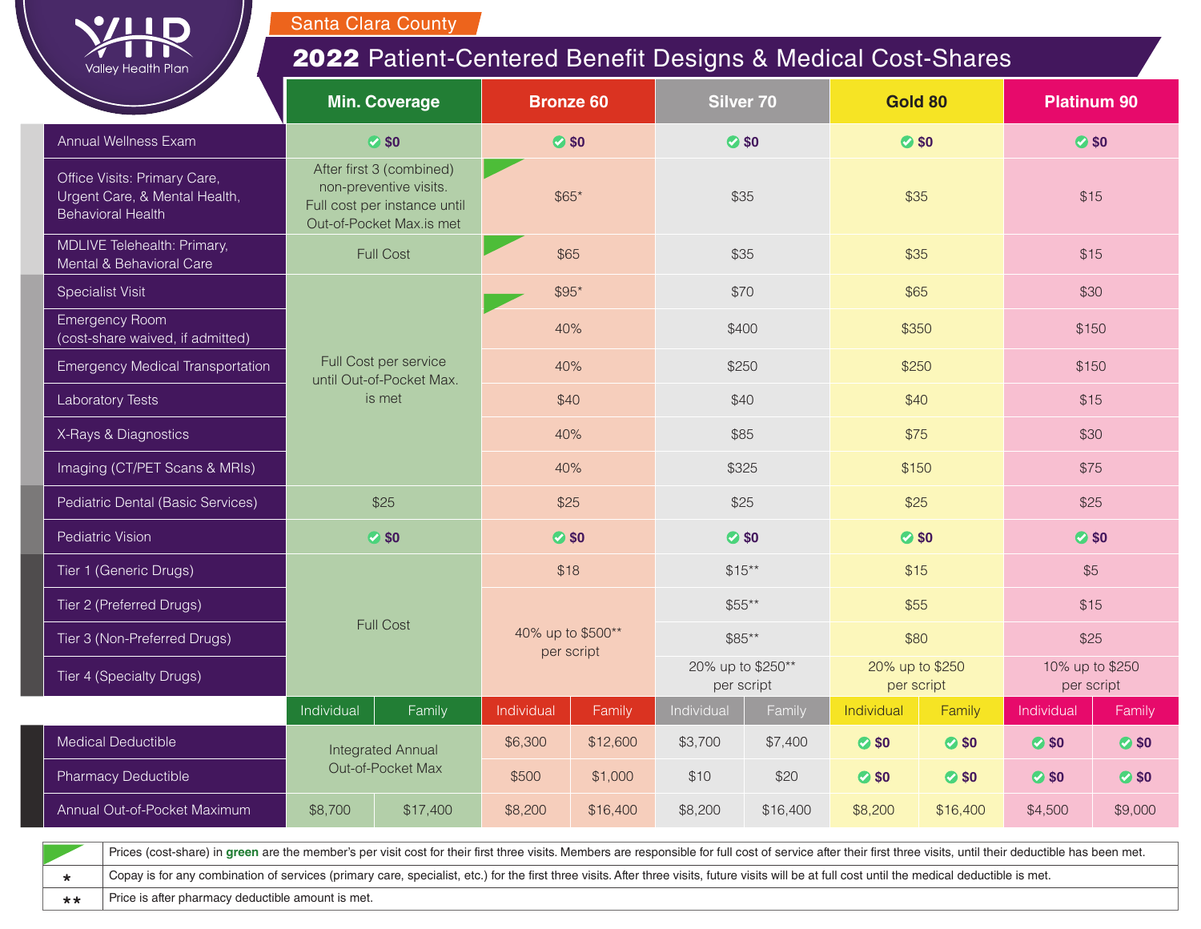Santa Clara County

# 2022 Patient-Centered Benefit Designs & Medical Cost-Shares

| | Min. Coverage | | Bronze 60 | | Silver 70 | | Gold 80 | | Platinum 90 | |
|---|---|---|---|---|---|---|---|---|---|---|
| Annual Wellness Exam | $0 | | $0 | | $0 | | $0 | | $0 | |
| Office Visits: Primary Care, Urgent Care, & Mental Health, Behavioral Health | After first 3 (combined) non-preventive visits. Full cost per instance until Out-of-Pocket Max.is met | | $65* | | $35 | | $35 | | $15 | |
| MDLIVE Telehealth: Primary, Mental & Behavioral Care | Full Cost | | $65 | | $35 | | $35 | | $15 | |
| Specialist Visit | Full Cost per service until Out-of-Pocket Max. is met | | $95* | | $70 | | $65 | | $30 | |
| Emergency Room (cost-share waived, if admitted) | | | 40% | | $400 | | $350 | | $150 | |
| Emergency Medical Transportation | | | 40% | | $250 | | $250 | | $150 | |
| Laboratory Tests | | | $40 | | $40 | | $40 | | $15 | |
| X-Rays & Diagnostics | | | 40% | | $85 | | $75 | | $30 | |
| Imaging (CT/PET Scans & MRIs) | | | 40% | | $325 | | $150 | | $75 | |
| Pediatric Dental (Basic Services) | $25 | | $25 | | $25 | | $25 | | $25 | |
| Pediatric Vision | $0 | | $0 | | $0 | | $0 | | $0 | |
| Tier 1 (Generic Drugs) | Full Cost | | $18 | | $15** | | $15 | | $5 | |
| Tier 2 (Preferred Drugs) | | | 40% up to $500** per script | | $55** | | $55 | | $15 | |
| Tier 3 (Non-Preferred Drugs) | | | | | $85** | | $80 | | $25 | |
| Tier 4 (Specialty Drugs) | | | | | 20% up to $250** per script | | 20% up to $250 per script | | 10% up to $250 per script | |
| | Individual | Family | Individual | Family | Individual | Family | Individual | Family | Individual | Family |
| Medical Deductible | Integrated Annual Out-of-Pocket Max | | $6,300 | $12,600 | $3,700 | $7,400 | $0 | $0 | $0 | $0 |
| Pharmacy Deductible | | | $500 | $1,000 | $10 | $20 | $0 | $0 | $0 | $0 |
| Annual Out-of-Pocket Maximum | $8,700 | $17,400 | $8,200 | $16,400 | $8,200 | $16,400 | $8,200 | $16,400 | $4,500 | $9,000 |

| | |
|---|---|
| (green flag) | Prices (cost-share) in **green** are the member's per visit cost for their first three visits. Members are responsible for full cost of service after their first three visits, until their deductible has been met. |
| * | Copay is for any combination of services (primary care, specialist, etc.) for the first three visits. After three visits, future visits will be at full cost until the medical deductible is met. |
| ** | Price is after pharmacy deductible amount is met. |